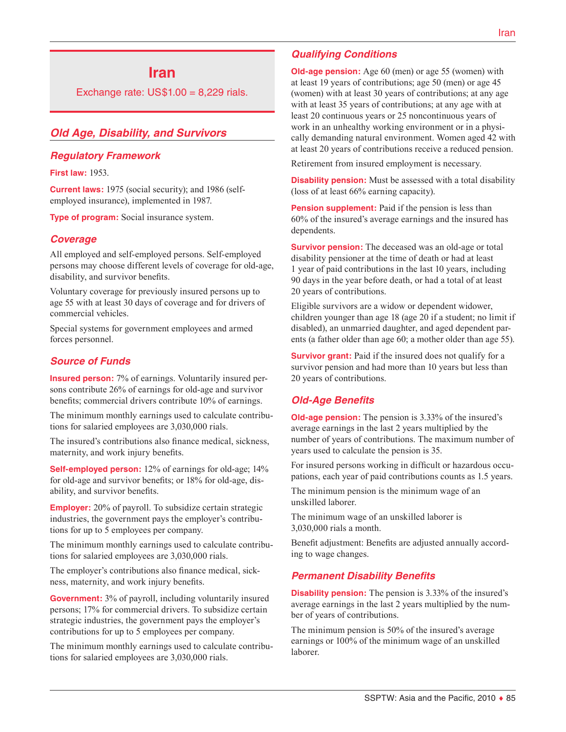# Iran

Exchange rate: US$1.00 = 8,229 rials.

## Old Age, Disability, and Survivors

### Regulatory Framework

**First law:** 1953.

**Current laws:** 1975 (social security); and 1986 (self-employed insurance), implemented in 1987.

**Type of program:** Social insurance system.

### Coverage

All employed and self-employed persons. Self-employed persons may choose different levels of coverage for old-age, disability, and survivor benefits.

Voluntary coverage for previously insured persons up to age 55 with at least 30 days of coverage and for drivers of commercial vehicles.

Special systems for government employees and armed forces personnel.

### Source of Funds

**Insured person:** 7% of earnings. Voluntarily insured persons contribute 26% of earnings for old-age and survivor benefits; commercial drivers contribute 10% of earnings.

The minimum monthly earnings used to calculate contributions for salaried employees are 3,030,000 rials.

The insured's contributions also finance medical, sickness, maternity, and work injury benefits.

**Self-employed person:** 12% of earnings for old-age; 14% for old-age and survivor benefits; or 18% for old-age, disability, and survivor benefits.

**Employer:** 20% of payroll. To subsidize certain strategic industries, the government pays the employer's contributions for up to 5 employees per company.

The minimum monthly earnings used to calculate contributions for salaried employees are 3,030,000 rials.

The employer's contributions also finance medical, sickness, maternity, and work injury benefits.

**Government:** 3% of payroll, including voluntarily insured persons; 17% for commercial drivers. To subsidize certain strategic industries, the government pays the employer's contributions for up to 5 employees per company.

The minimum monthly earnings used to calculate contributions for salaried employees are 3,030,000 rials.

### Qualifying Conditions

**Old-age pension:** Age 60 (men) or age 55 (women) with at least 19 years of contributions; age 50 (men) or age 45 (women) with at least 30 years of contributions; at any age with at least 35 years of contributions; at any age with at least 20 continuous years or 25 noncontinuous years of work in an unhealthy working environment or in a physically demanding natural environment. Women aged 42 with at least 20 years of contributions receive a reduced pension.

Retirement from insured employment is necessary.

**Disability pension:** Must be assessed with a total disability (loss of at least 66% earning capacity).

**Pension supplement:** Paid if the pension is less than 60% of the insured's average earnings and the insured has dependents.

**Survivor pension:** The deceased was an old-age or total disability pensioner at the time of death or had at least 1 year of paid contributions in the last 10 years, including 90 days in the year before death, or had a total of at least 20 years of contributions.

Eligible survivors are a widow or dependent widower, children younger than age 18 (age 20 if a student; no limit if disabled), an unmarried daughter, and aged dependent parents (a father older than age 60; a mother older than age 55).

**Survivor grant:** Paid if the insured does not qualify for a survivor pension and had more than 10 years but less than 20 years of contributions.

### Old-Age Benefits

**Old-age pension:** The pension is 3.33% of the insured's average earnings in the last 2 years multiplied by the number of years of contributions. The maximum number of years used to calculate the pension is 35.

For insured persons working in difficult or hazardous occupations, each year of paid contributions counts as 1.5 years.

The minimum pension is the minimum wage of an unskilled laborer.

The minimum wage of an unskilled laborer is 3,030,000 rials a month.

Benefit adjustment: Benefits are adjusted annually according to wage changes.

### Permanent Disability Benefits

**Disability pension:** The pension is 3.33% of the insured's average earnings in the last 2 years multiplied by the number of years of contributions.

The minimum pension is 50% of the insured's average earnings or 100% of the minimum wage of an unskilled laborer.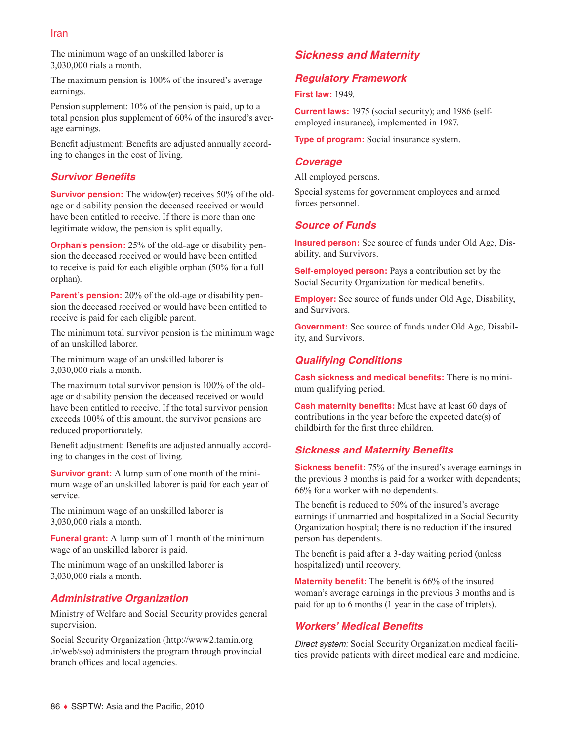The minimum wage of an unskilled laborer is 3,030,000 rials a month.

The maximum pension is 100% of the insured's average earnings.

Pension supplement: 10% of the pension is paid, up to a total pension plus supplement of 60% of the insured's average earnings.

Benefit adjustment: Benefits are adjusted annually according to changes in the cost of living.

### Survivor Benefits

**Survivor pension:** The widow(er) receives 50% of the old-age or disability pension the deceased received or would have been entitled to receive. If there is more than one legitimate widow, the pension is split equally.

**Orphan's pension:** 25% of the old-age or disability pension the deceased received or would have been entitled to receive is paid for each eligible orphan (50% for a full orphan).

**Parent's pension:** 20% of the old-age or disability pension the deceased received or would have been entitled to receive is paid for each eligible parent.

The minimum total survivor pension is the minimum wage of an unskilled laborer.

The minimum wage of an unskilled laborer is 3,030,000 rials a month.

The maximum total survivor pension is 100% of the old-age or disability pension the deceased received or would have been entitled to receive. If the total survivor pension exceeds 100% of this amount, the survivor pensions are reduced proportionately.

Benefit adjustment: Benefits are adjusted annually according to changes in the cost of living.

**Survivor grant:** A lump sum of one month of the minimum wage of an unskilled laborer is paid for each year of service.

The minimum wage of an unskilled laborer is 3,030,000 rials a month.

**Funeral grant:** A lump sum of 1 month of the minimum wage of an unskilled laborer is paid.

The minimum wage of an unskilled laborer is 3,030,000 rials a month.

### Administrative Organization

Ministry of Welfare and Social Security provides general supervision.

Social Security Organization (http://www2.tamin.org.ir/web/sso) administers the program through provincial branch offices and local agencies.

## Sickness and Maternity

### Regulatory Framework

**First law:** 1949.

**Current laws:** 1975 (social security); and 1986 (self-employed insurance), implemented in 1987.

**Type of program:** Social insurance system.

### Coverage

All employed persons.

Special systems for government employees and armed forces personnel.

### Source of Funds

**Insured person:** See source of funds under Old Age, Disability, and Survivors.

**Self-employed person:** Pays a contribution set by the Social Security Organization for medical benefits.

**Employer:** See source of funds under Old Age, Disability, and Survivors.

**Government:** See source of funds under Old Age, Disability, and Survivors.

### Qualifying Conditions

**Cash sickness and medical benefits:** There is no minimum qualifying period.

**Cash maternity benefits:** Must have at least 60 days of contributions in the year before the expected date(s) of childbirth for the first three children.

### Sickness and Maternity Benefits

**Sickness benefit:** 75% of the insured's average earnings in the previous 3 months is paid for a worker with dependents; 66% for a worker with no dependents.

The benefit is reduced to 50% of the insured's average earnings if unmarried and hospitalized in a Social Security Organization hospital; there is no reduction if the insured person has dependents.

The benefit is paid after a 3-day waiting period (unless hospitalized) until recovery.

**Maternity benefit:** The benefit is 66% of the insured woman's average earnings in the previous 3 months and is paid for up to 6 months (1 year in the case of triplets).

### Workers' Medical Benefits

*Direct system:* Social Security Organization medical facilities provide patients with direct medical care and medicine.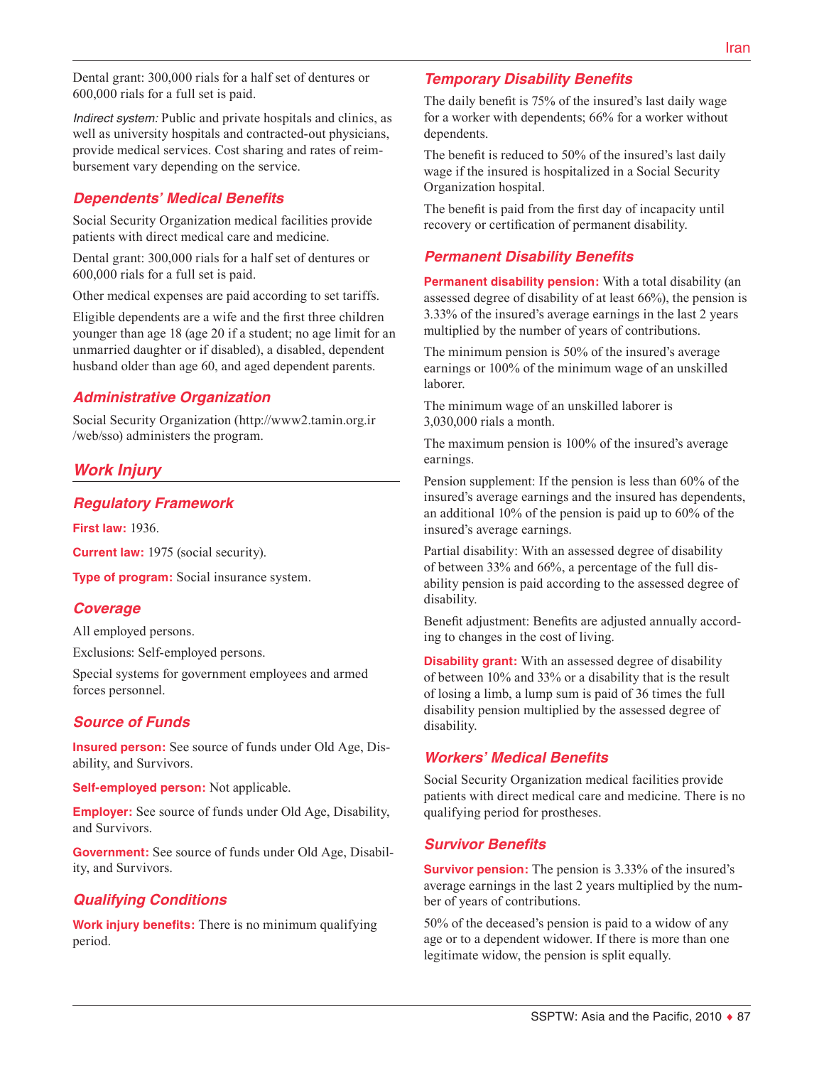Dental grant: 300,000 rials for a half set of dentures or 600,000 rials for a full set is paid.

*Indirect system:* Public and private hospitals and clinics, as well as university hospitals and contracted-out physicians, provide medical services. Cost sharing and rates of reimbursement vary depending on the service.

### Dependents' Medical Benefits

Social Security Organization medical facilities provide patients with direct medical care and medicine.

Dental grant: 300,000 rials for a half set of dentures or 600,000 rials for a full set is paid.

Other medical expenses are paid according to set tariffs.

Eligible dependents are a wife and the first three children younger than age 18 (age 20 if a student; no age limit for an unmarried daughter or if disabled), a disabled, dependent husband older than age 60, and aged dependent parents.

### Administrative Organization

Social Security Organization (http://www2.tamin.org.ir/web/sso) administers the program.

## Work Injury

### Regulatory Framework

**First law:** 1936.

**Current law:** 1975 (social security).

**Type of program:** Social insurance system.

### Coverage

All employed persons.

Exclusions: Self-employed persons.

Special systems for government employees and armed forces personnel.

### Source of Funds

**Insured person:** See source of funds under Old Age, Disability, and Survivors.

**Self-employed person:** Not applicable.

**Employer:** See source of funds under Old Age, Disability, and Survivors.

**Government:** See source of funds under Old Age, Disability, and Survivors.

### Qualifying Conditions

**Work injury benefits:** There is no minimum qualifying period.

### Temporary Disability Benefits

The daily benefit is 75% of the insured's last daily wage for a worker with dependents; 66% for a worker without dependents.

The benefit is reduced to 50% of the insured's last daily wage if the insured is hospitalized in a Social Security Organization hospital.

The benefit is paid from the first day of incapacity until recovery or certification of permanent disability.

### Permanent Disability Benefits

**Permanent disability pension:** With a total disability (an assessed degree of disability of at least 66%), the pension is 3.33% of the insured's average earnings in the last 2 years multiplied by the number of years of contributions.

The minimum pension is 50% of the insured's average earnings or 100% of the minimum wage of an unskilled laborer.

The minimum wage of an unskilled laborer is 3,030,000 rials a month.

The maximum pension is 100% of the insured's average earnings.

Pension supplement: If the pension is less than 60% of the insured's average earnings and the insured has dependents, an additional 10% of the pension is paid up to 60% of the insured's average earnings.

Partial disability: With an assessed degree of disability of between 33% and 66%, a percentage of the full disability pension is paid according to the assessed degree of disability.

Benefit adjustment: Benefits are adjusted annually according to changes in the cost of living.

**Disability grant:** With an assessed degree of disability of between 10% and 33% or a disability that is the result of losing a limb, a lump sum is paid of 36 times the full disability pension multiplied by the assessed degree of disability.

### Workers' Medical Benefits

Social Security Organization medical facilities provide patients with direct medical care and medicine. There is no qualifying period for prostheses.

### Survivor Benefits

**Survivor pension:** The pension is 3.33% of the insured's average earnings in the last 2 years multiplied by the number of years of contributions.

50% of the deceased's pension is paid to a widow of any age or to a dependent widower. If there is more than one legitimate widow, the pension is split equally.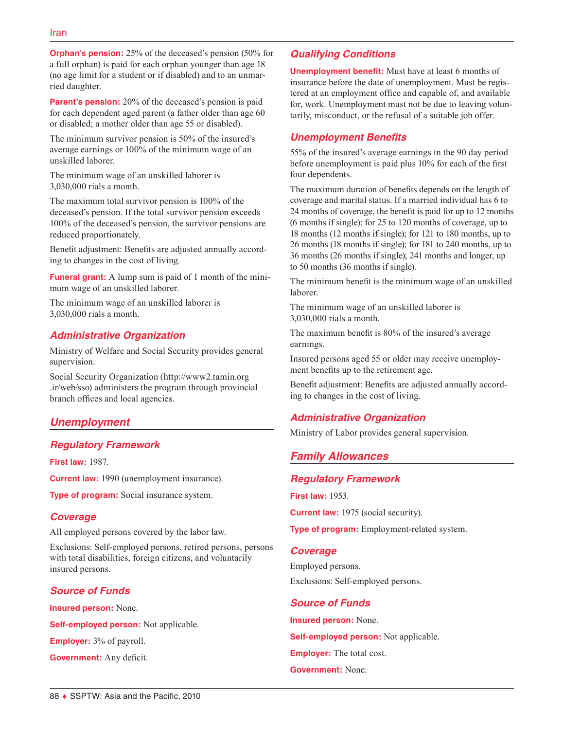**Orphan's pension:** 25% of the deceased's pension (50% for a full orphan) is paid for each orphan younger than age 18 (no age limit for a student or if disabled) and to an unmarried daughter.

**Parent's pension:** 20% of the deceased's pension is paid for each dependent aged parent (a father older than age 60 or disabled; a mother older than age 55 or disabled).

The minimum survivor pension is 50% of the insured's average earnings or 100% of the minimum wage of an unskilled laborer.

The minimum wage of an unskilled laborer is 3,030,000 rials a month.

The maximum total survivor pension is 100% of the deceased's pension. If the total survivor pension exceeds 100% of the deceased's pension, the survivor pensions are reduced proportionately.

Benefit adjustment: Benefits are adjusted annually according to changes in the cost of living.

**Funeral grant:** A lump sum is paid of 1 month of the minimum wage of an unskilled laborer.

The minimum wage of an unskilled laborer is 3,030,000 rials a month.

### *Administrative Organization*

Ministry of Welfare and Social Security provides general supervision.

Social Security Organization (http://www2.tamin.org.ir/web/sso) administers the program through provincial branch offices and local agencies.

## *Unemployment*

### *Regulatory Framework*

**First law:** 1987.

**Current law:** 1990 (unemployment insurance).

**Type of program:** Social insurance system.

### *Coverage*

All employed persons covered by the labor law.

Exclusions: Self-employed persons, retired persons, persons with total disabilities, foreign citizens, and voluntarily insured persons.

### *Source of Funds*

**Insured person:** None.

**Self-employed person:** Not applicable.

**Employer:** 3% of payroll.

**Government:** Any deficit.

### *Qualifying Conditions*

**Unemployment benefit:** Must have at least 6 months of insurance before the date of unemployment. Must be registered at an employment office and capable of, and available for, work. Unemployment must not be due to leaving voluntarily, misconduct, or the refusal of a suitable job offer.

### *Unemployment Benefits*

55% of the insured's average earnings in the 90 day period before unemployment is paid plus 10% for each of the first four dependents.

The maximum duration of benefits depends on the length of coverage and marital status. If a married individual has 6 to 24 months of coverage, the benefit is paid for up to 12 months (6 months if single); for 25 to 120 months of coverage, up to 18 months (12 months if single); for 121 to 180 months, up to 26 months (18 months if single); for 181 to 240 months, up to 36 months (26 months if single); 241 months and longer, up to 50 months (36 months if single).

The minimum benefit is the minimum wage of an unskilled laborer.

The minimum wage of an unskilled laborer is 3,030,000 rials a month.

The maximum benefit is 80% of the insured's average earnings.

Insured persons aged 55 or older may receive unemployment benefits up to the retirement age.

Benefit adjustment: Benefits are adjusted annually according to changes in the cost of living.

### *Administrative Organization*

Ministry of Labor provides general supervision.

## *Family Allowances*

### *Regulatory Framework*

**First law:** 1953.

**Current law:** 1975 (social security).

**Type of program:** Employment-related system.

### *Coverage*

Employed persons.

Exclusions: Self-employed persons.

### *Source of Funds*

**Insured person:** None.

**Self-employed person:** Not applicable.

**Employer:** The total cost.

**Government:** None.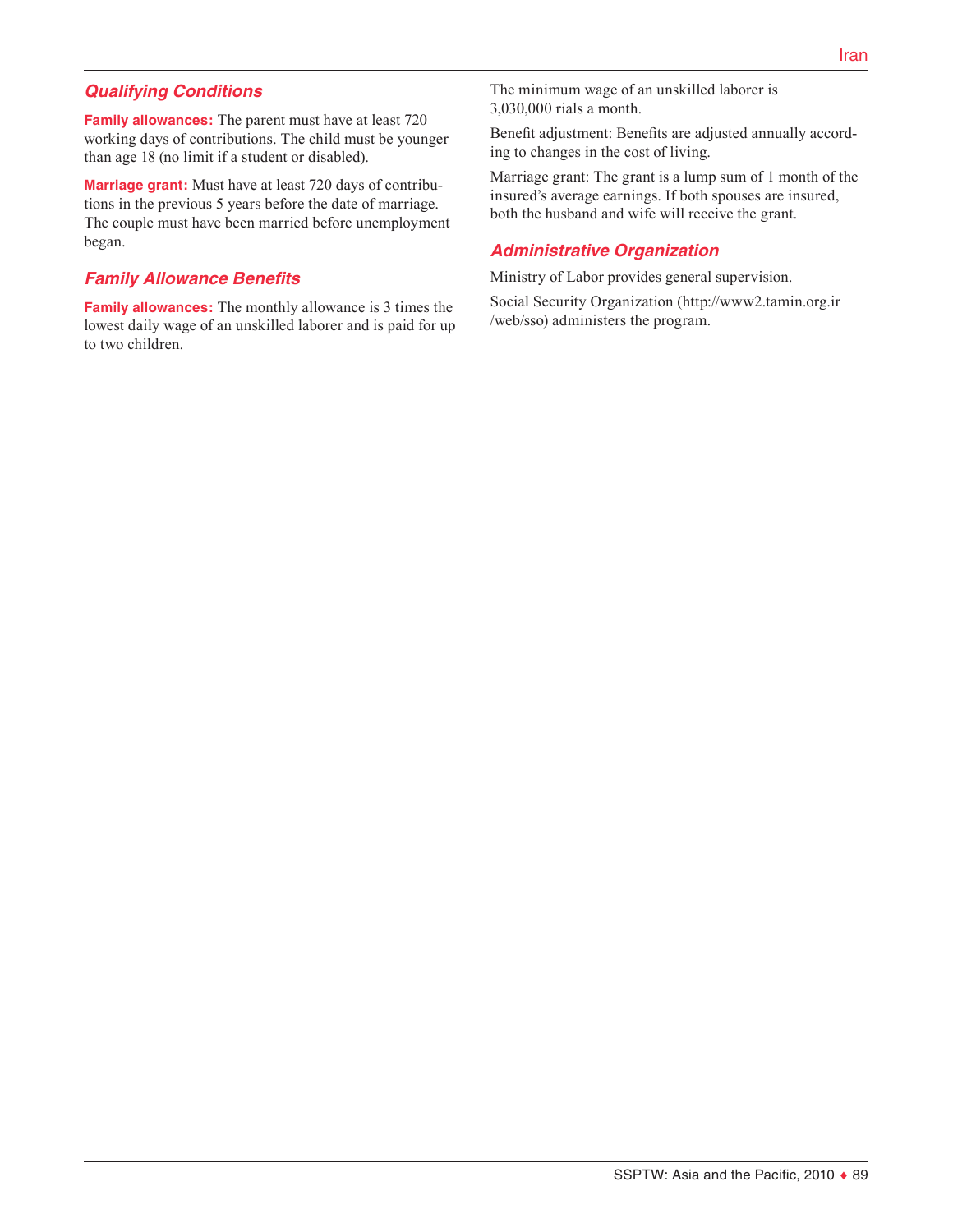### *Qualifying Conditions*

**Family allowances:** The parent must have at least 720 working days of contributions. The child must be younger than age 18 (no limit if a student or disabled).

**Marriage grant:** Must have at least 720 days of contributions in the previous 5 years before the date of marriage. The couple must have been married before unemployment began.

### *Family Allowance Benefits*

**Family allowances:** The monthly allowance is 3 times the lowest daily wage of an unskilled laborer and is paid for up to two children.

The minimum wage of an unskilled laborer is 3,030,000 rials a month.

Benefit adjustment: Benefits are adjusted annually according to changes in the cost of living.

Marriage grant: The grant is a lump sum of 1 month of the insured's average earnings. If both spouses are insured, both the husband and wife will receive the grant.

### *Administrative Organization*

Ministry of Labor provides general supervision.

Social Security Organization (http://www2.tamin.org.ir/web/sso) administers the program.